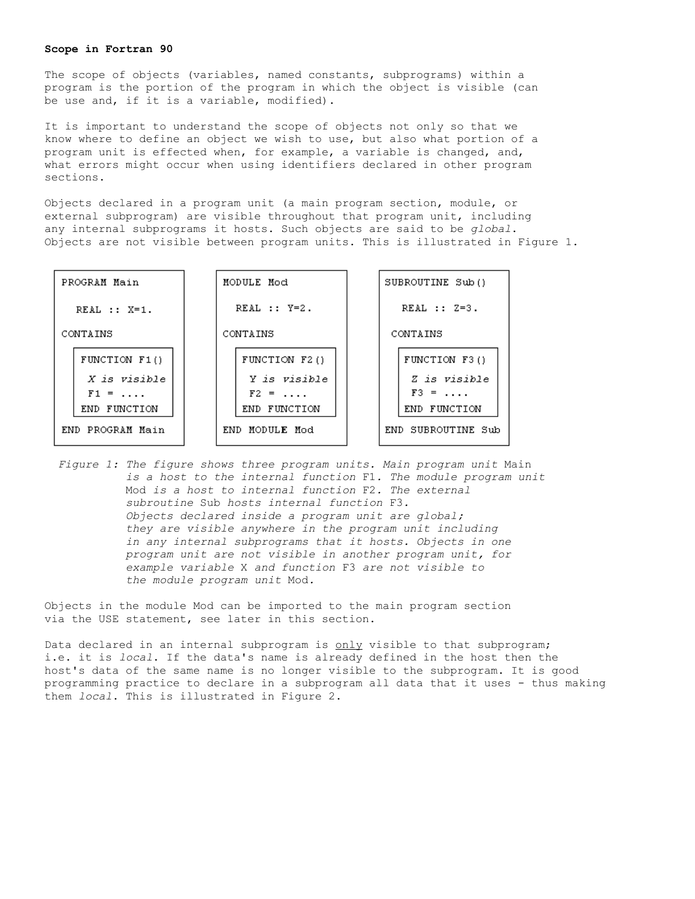**Scope in Fortran 90**

The scope of objects (variables, named constants, subprograms) within a program is the portion of the program in which the object is visible (can be use and, if it is a variable, modified).

It is important to understand the scope of objects not only so that we know where to define an object we wish to use, but also what portion of a program unit is effected when, for example, a variable is changed, and, what errors might occur when using identifiers declared in other program sections.

Objects declared in a program unit (a main program section, module, or external subprogram) are visible throughout that program unit, including any internal subprograms it hosts. Such objects are said to be *global*. Objects are not visible between program units. This is illustrated in Figure 1.

```
PROGRAM Main

  REAL :: X=1.

CONTAINS

  FUNCTION F1()
   X is visible
   F1 = ....
  END FUNCTION

END PROGRAM Main
```

```
MODULE Mod

  REAL :: Y=2.

CONTAINS

  FUNCTION F2()
   Y is visible
   F2 = ....
  END FUNCTION

END MODULE Mod
```

```
SUBROUTINE Sub()

  REAL :: Z=3.

CONTAINS

  FUNCTION F3()
   Z is visible
   F3 = ....
  END FUNCTION

END SUBROUTINE Sub
```

*Figure 1: The figure shows three program units. Main program unit* Main *is a host to the internal function* F1*. The module program unit* Mod *is a host to internal function* F2*. The external subroutine* Sub *hosts internal function* F3*. Objects declared inside a program unit are global; they are visible anywhere in the program unit including in any internal subprograms that it hosts. Objects in one program unit are not visible in another program unit, for example variable* X *and function* F3 *are not visible to the module program unit* Mod*.*

Objects in the module Mod can be imported to the main program section via the USE statement, see later in this section.

Data declared in an internal subprogram is only visible to that subprogram; i.e. it is *local*. If the data's name is already defined in the host then the host's data of the same name is no longer visible to the subprogram. It is good programming practice to declare in a subprogram all data that it uses - thus making them *local*. This is illustrated in Figure 2.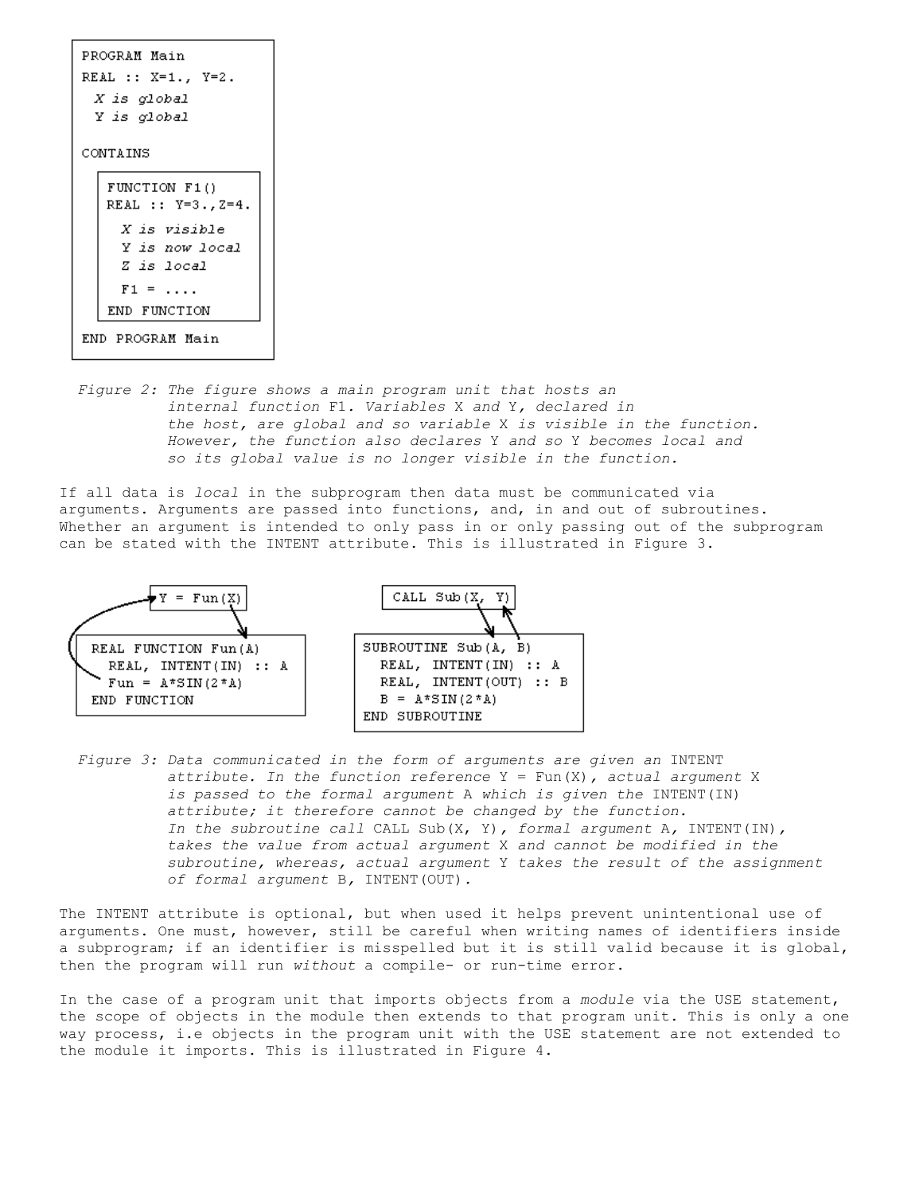```
PROGRAM Main
REAL :: X=1., Y=2.
  X is global
  Y is global

CONTAINS

  FUNCTION F1()
  REAL :: Y=3.,Z=4.
    X is visible
    Y is now local
    Z is local
    F1 = ....
  END FUNCTION

END PROGRAM Main
```

*Figure 2: The figure shows a main program unit that hosts an internal function* F1. *Variables* X *and* Y, *declared in the host, are global and so variable* X *is visible in the function. However, the function also declares* Y *and so* Y *becomes local and so its global value is no longer visible in the function.*

If all data is *local* in the subprogram then data must be communicated via arguments. Arguments are passed into functions, and, in and out of subroutines. Whether an argument is intended to only pass in or only passing out of the subprogram can be stated with the INTENT attribute. This is illustrated in Figure 3.

```
Y = Fun(X)

REAL FUNCTION Fun(A)
  REAL, INTENT(IN) :: A
  Fun = A*SIN(2*A)
END FUNCTION
```

```
CALL Sub(X, Y)

SUBROUTINE Sub(A, B)
  REAL, INTENT(IN) :: A
  REAL, INTENT(OUT) :: B
  B = A*SIN(2*A)
END SUBROUTINE
```

*Figure 3: Data communicated in the form of arguments are given an* INTENT *attribute. In the function reference* Y = Fun(X), *actual argument* X *is passed to the formal argument* A *which is given the* INTENT(IN) *attribute; it therefore cannot be changed by the function. In the subroutine call* CALL Sub(X, Y), *formal argument* A, INTENT(IN), *takes the value from actual argument* X *and cannot be modified in the subroutine, whereas, actual argument* Y *takes the result of the assignment of formal argument* B, INTENT(OUT).

The INTENT attribute is optional, but when used it helps prevent unintentional use of arguments. One must, however, still be careful when writing names of identifiers inside a subprogram; if an identifier is misspelled but it is still valid because it is global, then the program will run *without* a compile- or run-time error.

In the case of a program unit that imports objects from a *module* via the USE statement, the scope of objects in the module then extends to that program unit. This is only a one way process, i.e objects in the program unit with the USE statement are not extended to the module it imports. This is illustrated in Figure 4.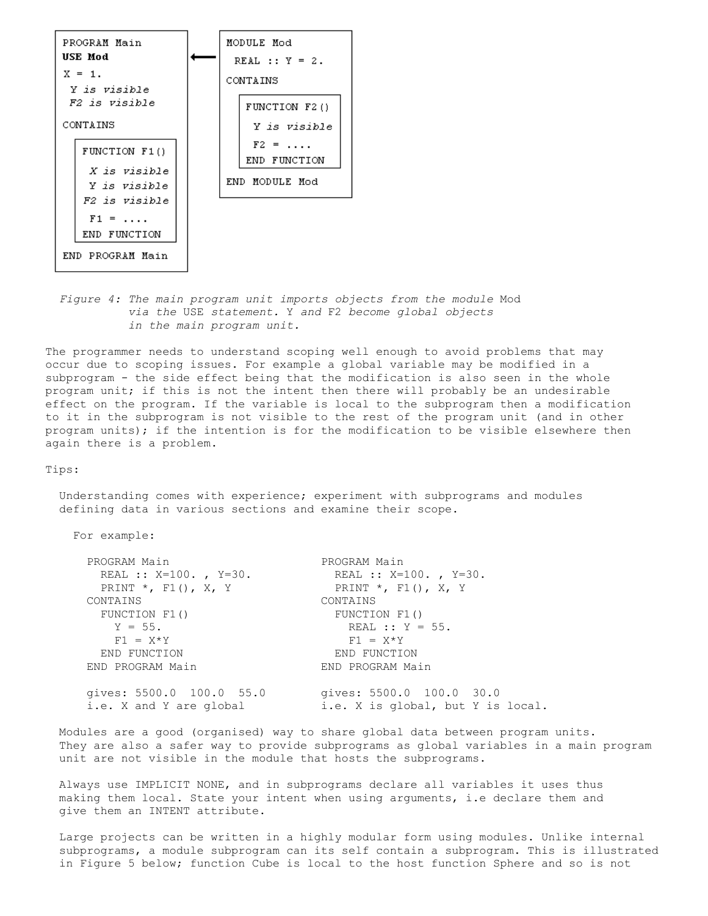```
PROGRAM Main                      MODULE Mod
USE Mod                  <----      REAL :: Y = 2.
X = 1.                            CONTAINS
 Y is visible                       FUNCTION F2()
 F2 is visible                        Y is visible
CONTAINS                              F2 = ....
  FUNCTION F1()                     END FUNCTION
    X is visible                  END MODULE Mod
    Y is visible
    F2 is visible
    F1 = ....
  END FUNCTION
END PROGRAM Main
```

*Figure 4: The main program unit imports objects from the module* Mod *via the* USE *statement.* Y *and* F2 *become global objects in the main program unit.*

The programmer needs to understand scoping well enough to avoid problems that may occur due to scoping issues. For example a global variable may be modified in a subprogram - the side effect being that the modification is also seen in the whole program unit; if this is not the intent then there will probably be an undesirable effect on the program. If the variable is local to the subprogram then a modification to it in the subprogram is not visible to the rest of the program unit (and in other program units); if the intention is for the modification to be visible elsewhere then again there is a problem.

Tips:

Understanding comes with experience; experiment with subprograms and modules defining data in various sections and examine their scope.

For example:

```
PROGRAM Main                        PROGRAM Main
  REAL :: X=100. , Y=30.              REAL :: X=100. , Y=30.
  PRINT *, F1(), X, Y                 PRINT *, F1(), X, Y
CONTAINS                            CONTAINS
  FUNCTION F1()                       FUNCTION F1()
    Y = 55.                             REAL :: Y = 55.
    F1 = X*Y                            F1 = X*Y
  END FUNCTION                        END FUNCTION
END PROGRAM Main                    END PROGRAM Main

gives: 5500.0  100.0  55.0          gives: 5500.0  100.0  30.0
i.e. X and Y are global             i.e. X is global, but Y is local.
```

Modules are a good (organised) way to share global data between program units. They are also a safer way to provide subprograms as global variables in a main program unit are not visible in the module that hosts the subprograms.

Always use IMPLICIT NONE, and in subprograms declare all variables it uses thus making them local. State your intent when using arguments, i.e declare them and give them an INTENT attribute.

Large projects can be written in a highly modular form using modules. Unlike internal subprograms, a module subprogram can its self contain a subprogram. This is illustrated in Figure 5 below; function Cube is local to the host function Sphere and so is not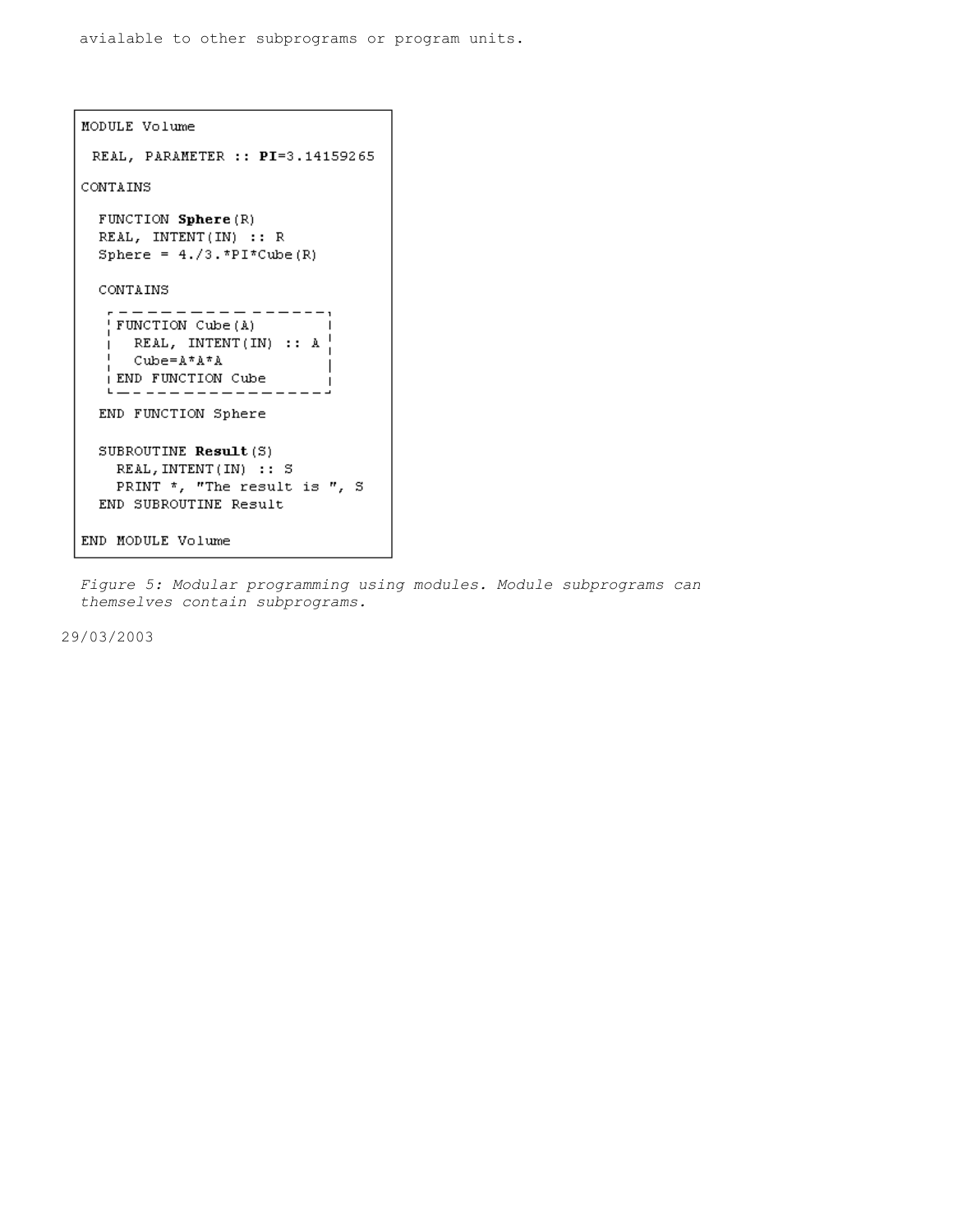avialable to other subprograms or program units.

```
MODULE Volume

 REAL, PARAMETER :: PI=3.14159265

CONTAINS

  FUNCTION Sphere(R)
  REAL, INTENT(IN) :: R
  Sphere = 4./3.*PI*Cube(R)

  CONTAINS

    FUNCTION Cube(A)
      REAL, INTENT(IN) :: A
      Cube=A*A*A
    END FUNCTION Cube

  END FUNCTION Sphere

  SUBROUTINE Result(S)
    REAL,INTENT(IN) :: S
    PRINT *, "The result is ", S
  END SUBROUTINE Result

END MODULE Volume
```

*Figure 5: Modular programming using modules. Module subprograms can themselves contain subprograms.*

29/03/2003